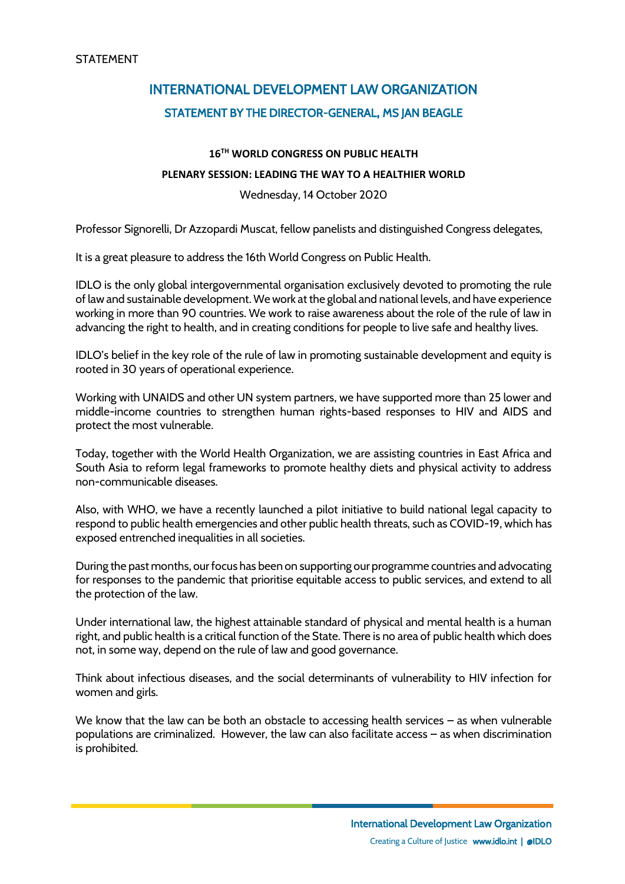STATEMENT

# INTERNATIONAL DEVELOPMENT LAW ORGANIZATION

## STATEMENT BY THE DIRECTOR-GENERAL, MS JAN BEAGLE

**16TH WORLD CONGRESS ON PUBLIC HEALTH**

**PLENARY SESSION: LEADING THE WAY TO A HEALTHIER WORLD**

Wednesday, 14 October 2020

Professor Signorelli, Dr Azzopardi Muscat, fellow panelists and distinguished Congress delegates,

It is a great pleasure to address the 16th World Congress on Public Health.

IDLO is the only global intergovernmental organisation exclusively devoted to promoting the rule of law and sustainable development. We work at the global and national levels, and have experience working in more than 90 countries. We work to raise awareness about the role of the rule of law in advancing the right to health, and in creating conditions for people to live safe and healthy lives.

IDLO's belief in the key role of the rule of law in promoting sustainable development and equity is rooted in 30 years of operational experience.

Working with UNAIDS and other UN system partners, we have supported more than 25 lower and middle-income countries to strengthen human rights-based responses to HIV and AIDS and protect the most vulnerable.

Today, together with the World Health Organization, we are assisting countries in East Africa and South Asia to reform legal frameworks to promote healthy diets and physical activity to address non-communicable diseases.

Also, with WHO, we have a recently launched a pilot initiative to build national legal capacity to respond to public health emergencies and other public health threats, such as COVID-19, which has exposed entrenched inequalities in all societies.

During the past months, our focus has been on supporting our programme countries and advocating for responses to the pandemic that prioritise equitable access to public services, and extend to all the protection of the law.

Under international law, the highest attainable standard of physical and mental health is a human right, and public health is a critical function of the State. There is no area of public health which does not, in some way, depend on the rule of law and good governance.

Think about infectious diseases, and the social determinants of vulnerability to HIV infection for women and girls.

We know that the law can be both an obstacle to accessing health services – as when vulnerable populations are criminalized. However, the law can also facilitate access – as when discrimination is prohibited.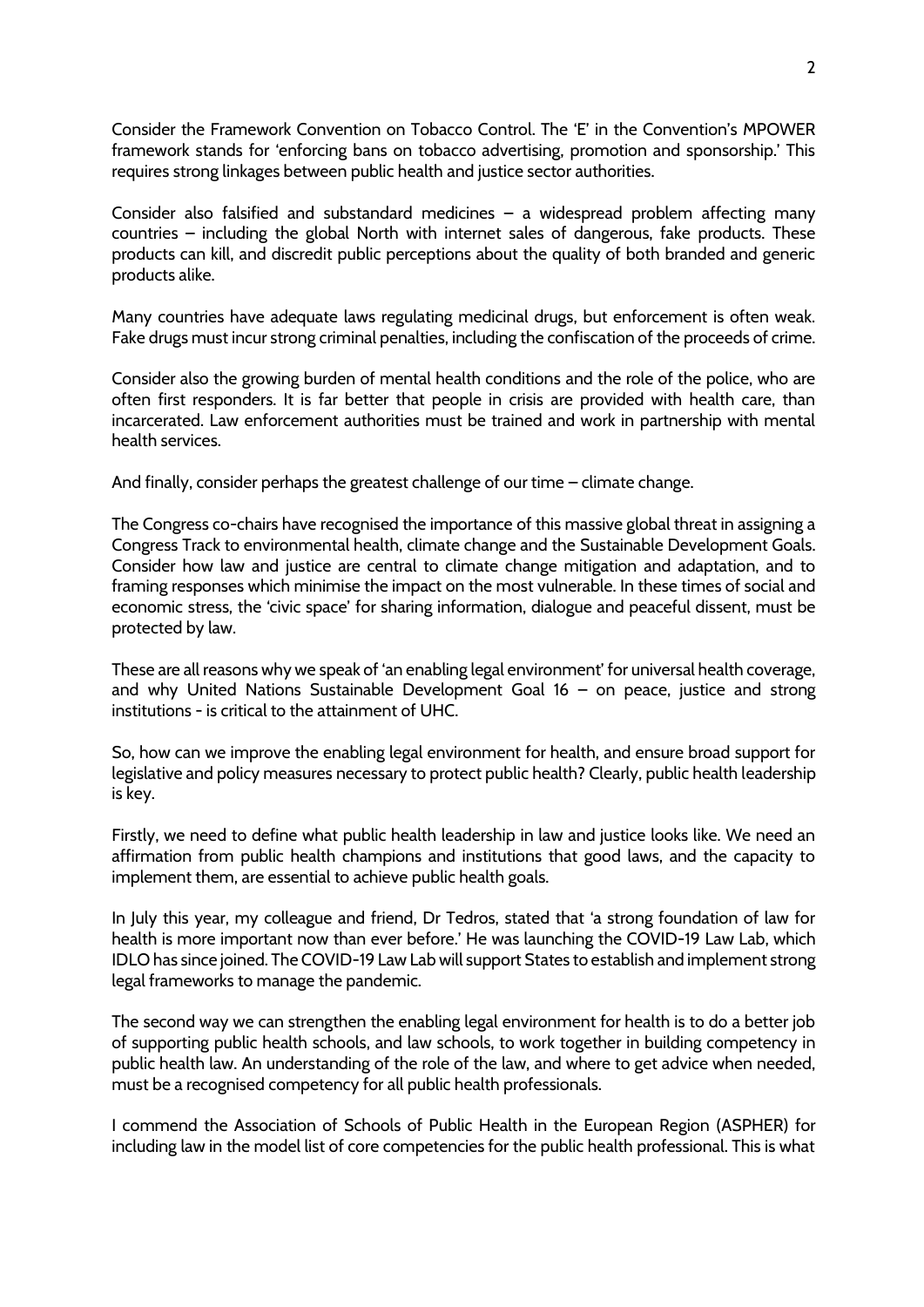Consider the Framework Convention on Tobacco Control. The 'E' in the Convention's MPOWER framework stands for 'enforcing bans on tobacco advertising, promotion and sponsorship.' This requires strong linkages between public health and justice sector authorities.

Consider also falsified and substandard medicines – a widespread problem affecting many countries – including the global North with internet sales of dangerous, fake products. These products can kill, and discredit public perceptions about the quality of both branded and generic products alike.

Many countries have adequate laws regulating medicinal drugs, but enforcement is often weak. Fake drugs must incur strong criminal penalties, including the confiscation of the proceeds of crime.

Consider also the growing burden of mental health conditions and the role of the police, who are often first responders. It is far better that people in crisis are provided with health care, than incarcerated. Law enforcement authorities must be trained and work in partnership with mental health services.

And finally, consider perhaps the greatest challenge of our time – climate change.

The Congress co-chairs have recognised the importance of this massive global threat in assigning a Congress Track to environmental health, climate change and the Sustainable Development Goals. Consider how law and justice are central to climate change mitigation and adaptation, and to framing responses which minimise the impact on the most vulnerable. In these times of social and economic stress, the 'civic space' for sharing information, dialogue and peaceful dissent, must be protected by law.

These are all reasons why we speak of 'an enabling legal environment' for universal health coverage, and why United Nations Sustainable Development Goal 16 – on peace, justice and strong institutions - is critical to the attainment of UHC.

So, how can we improve the enabling legal environment for health, and ensure broad support for legislative and policy measures necessary to protect public health? Clearly, public health leadership is key.

Firstly, we need to define what public health leadership in law and justice looks like. We need an affirmation from public health champions and institutions that good laws, and the capacity to implement them, are essential to achieve public health goals.

In July this year, my colleague and friend, Dr Tedros, stated that 'a strong foundation of law for health is more important now than ever before.' He was launching the COVID-19 Law Lab, which IDLO has since joined. The COVID-19 Law Lab will support States to establish and implement strong legal frameworks to manage the pandemic.

The second way we can strengthen the enabling legal environment for health is to do a better job of supporting public health schools, and law schools, to work together in building competency in public health law. An understanding of the role of the law, and where to get advice when needed, must be a recognised competency for all public health professionals.

I commend the Association of Schools of Public Health in the European Region (ASPHER) for including law in the model list of core competencies for the public health professional. This is what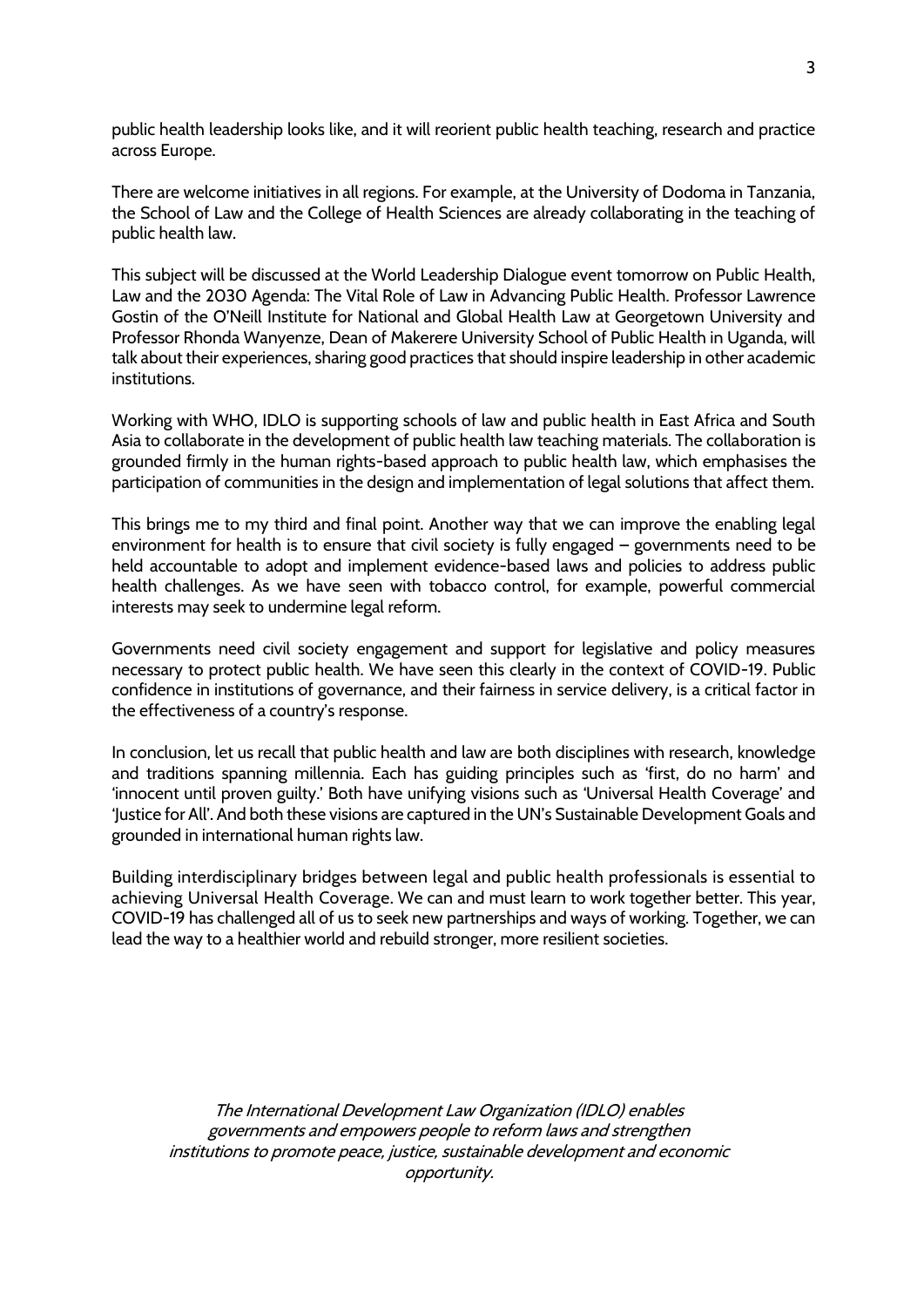public health leadership looks like, and it will reorient public health teaching, research and practice across Europe.

There are welcome initiatives in all regions. For example, at the University of Dodoma in Tanzania, the School of Law and the College of Health Sciences are already collaborating in the teaching of public health law.

This subject will be discussed at the World Leadership Dialogue event tomorrow on Public Health, Law and the 2030 Agenda: The Vital Role of Law in Advancing Public Health. Professor Lawrence Gostin of the O'Neill Institute for National and Global Health Law at Georgetown University and Professor Rhonda Wanyenze, Dean of Makerere University School of Public Health in Uganda, will talk about their experiences, sharing good practices that should inspire leadership in other academic institutions.

Working with WHO, IDLO is supporting schools of law and public health in East Africa and South Asia to collaborate in the development of public health law teaching materials. The collaboration is grounded firmly in the human rights-based approach to public health law, which emphasises the participation of communities in the design and implementation of legal solutions that affect them.

This brings me to my third and final point. Another way that we can improve the enabling legal environment for health is to ensure that civil society is fully engaged – governments need to be held accountable to adopt and implement evidence-based laws and policies to address public health challenges. As we have seen with tobacco control, for example, powerful commercial interests may seek to undermine legal reform.

Governments need civil society engagement and support for legislative and policy measures necessary to protect public health. We have seen this clearly in the context of COVID-19. Public confidence in institutions of governance, and their fairness in service delivery, is a critical factor in the effectiveness of a country's response.

In conclusion, let us recall that public health and law are both disciplines with research, knowledge and traditions spanning millennia. Each has guiding principles such as 'first, do no harm' and 'innocent until proven guilty.' Both have unifying visions such as 'Universal Health Coverage' and 'Justice for All'. And both these visions are captured in the UN's Sustainable Development Goals and grounded in international human rights law.

Building interdisciplinary bridges between legal and public health professionals is essential to achieving Universal Health Coverage. We can and must learn to work together better. This year, COVID-19 has challenged all of us to seek new partnerships and ways of working. Together, we can lead the way to a healthier world and rebuild stronger, more resilient societies.

*The International Development Law Organization (IDLO) enables governments and empowers people to reform laws and strengthen institutions to promote peace, justice, sustainable development and economic opportunity.*